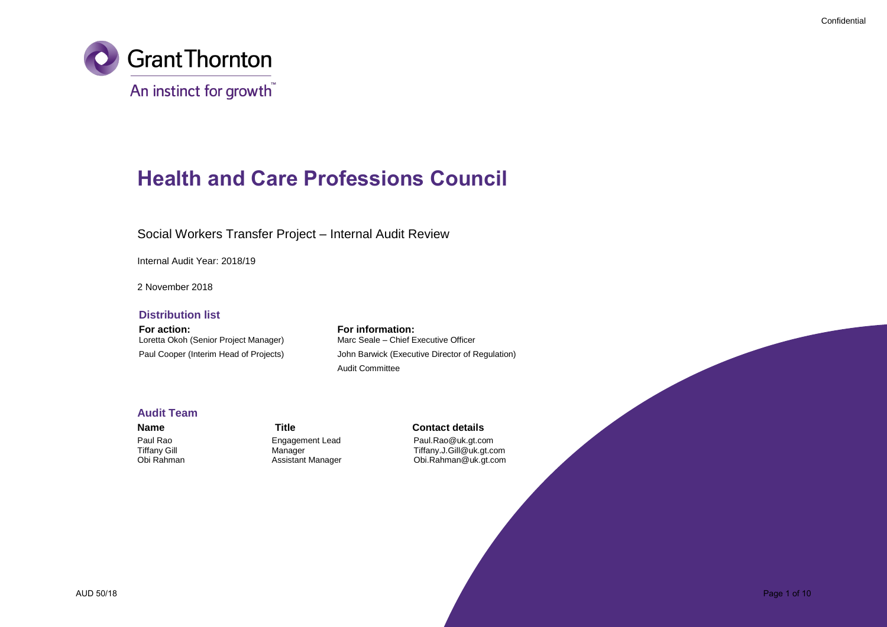Confidential

Grant Thornton

An instinct for growth™

# Health and Care Professions Council

## Social Workers Transfer Project – Internal Audit Review

Internal Audit Year: 2018/19

2 November 2018

### Distribution list

**For action:**

Loretta Okoh (Senior Project Manager)

Paul Cooper (Interim Head of Projects)

**For information:**

Marc Seale – Chief Executive Officer

John Barwick (Executive Director of Regulation)

Audit Committee

### Audit Team

| Name | Title | Contact details |
| --- | --- | --- |
| Paul Rao | Engagement Lead | Paul.Rao@uk.gt.com |
| Tiffany Gill | Manager | Tiffany.J.Gill@uk.gt.com |
| Obi Rahman | Assistant Manager | Obi.Rahman@uk.gt.com |

AUD 50/18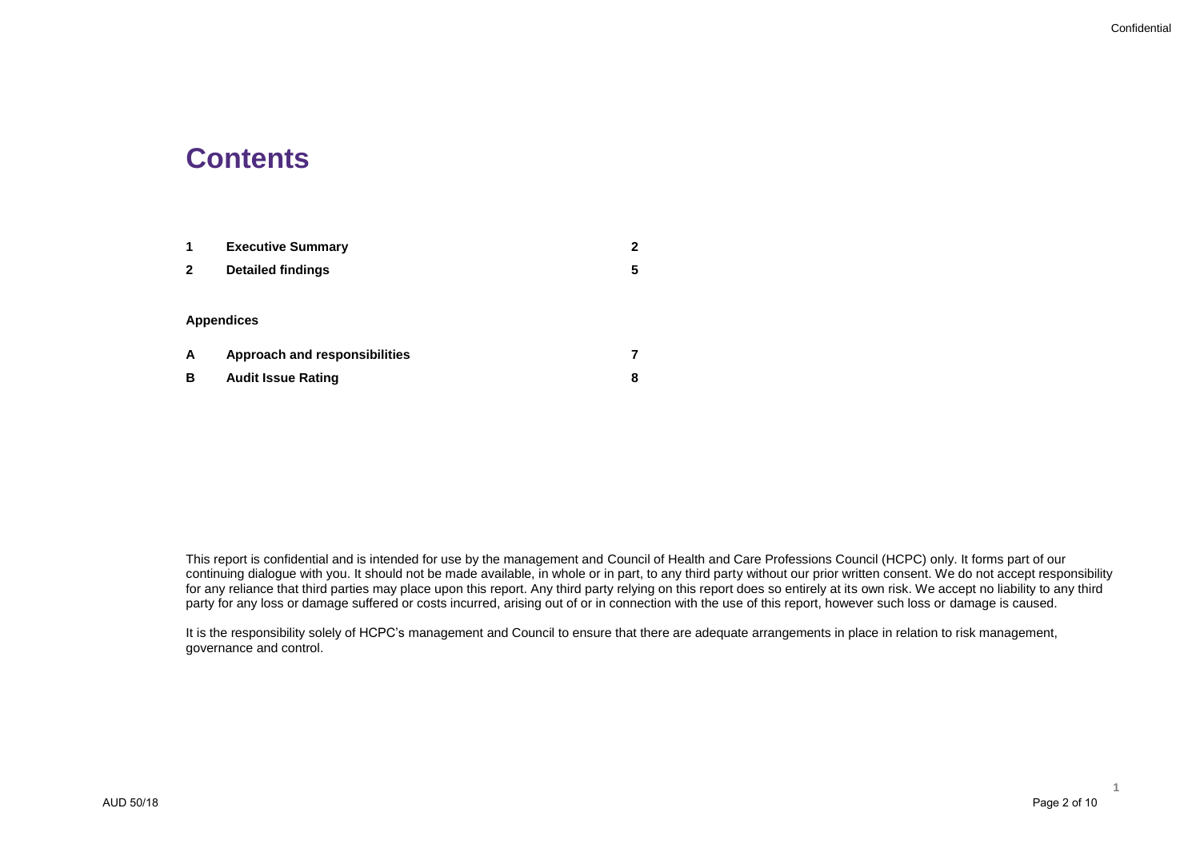# Contents

| | | |
|---|---|---|
| **1** | **Executive Summary** | **2** |
| **2** | **Detailed findings** | **5** |

**Appendices**

| | | |
|---|---|---|
| **A** | **Approach and responsibilities** | **7** |
| **B** | **Audit Issue Rating** | **8** |

This report is confidential and is intended for use by the management and Council of Health and Care Professions Council (HCPC) only. It forms part of our continuing dialogue with you. It should not be made available, in whole or in part, to any third party without our prior written consent. We do not accept responsibility for any reliance that third parties may place upon this report. Any third party relying on this report does so entirely at its own risk. We accept no liability to any third party for any loss or damage suffered or costs incurred, arising out of or in connection with the use of this report, however such loss or damage is caused.

It is the responsibility solely of HCPC's management and Council to ensure that there are adequate arrangements in place in relation to risk management, governance and control.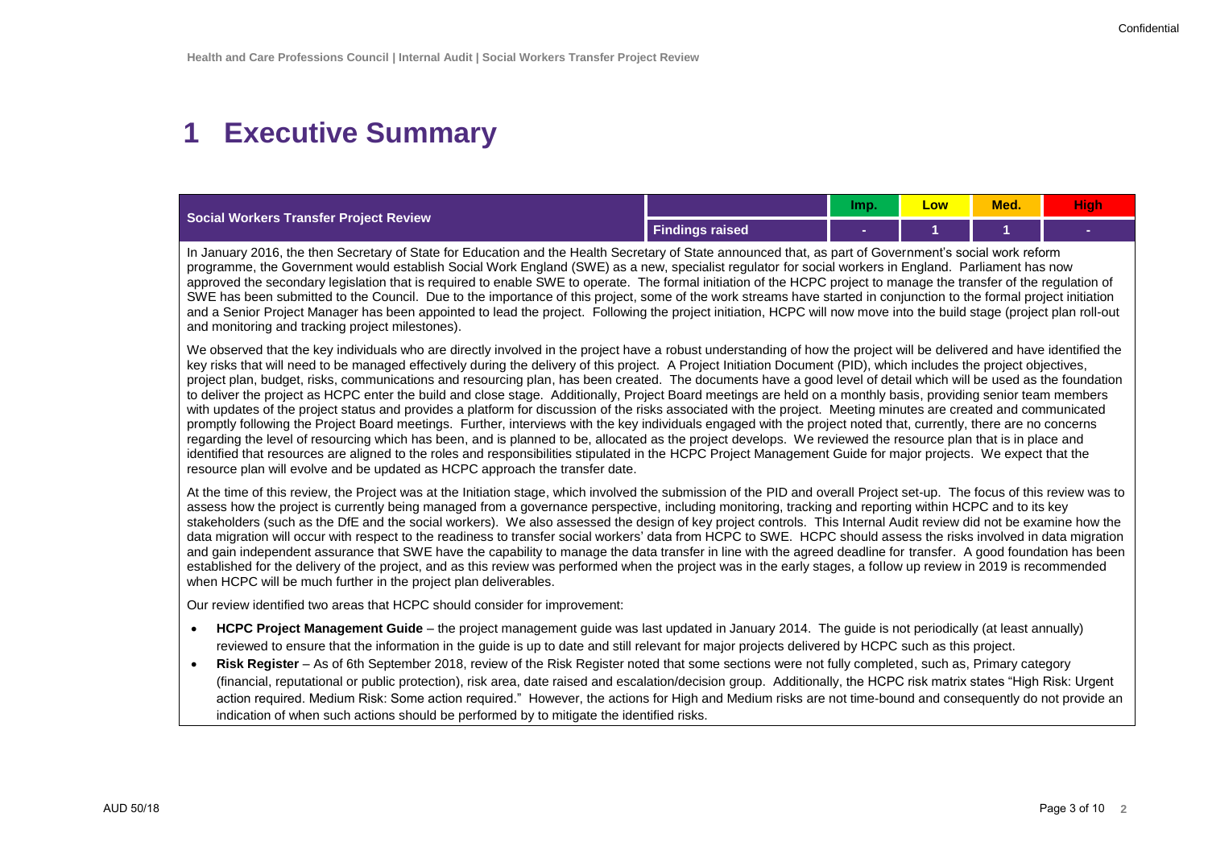# 1 Executive Summary

| Social Workers Transfer Project Review | | Imp. | Low | Med. | High |
|---|---|---|---|---|---|
| | Findings raised | - | 1 | 1 | - |

In January 2016, the then Secretary of State for Education and the Health Secretary of State announced that, as part of Government's social work reform programme, the Government would establish Social Work England (SWE) as a new, specialist regulator for social workers in England. Parliament has now approved the secondary legislation that is required to enable SWE to operate. The formal initiation of the HCPC project to manage the transfer of the regulation of SWE has been submitted to the Council. Due to the importance of this project, some of the work streams have started in conjunction to the formal project initiation and a Senior Project Manager has been appointed to lead the project. Following the project initiation, HCPC will now move into the build stage (project plan roll-out and monitoring and tracking project milestones).

We observed that the key individuals who are directly involved in the project have a robust understanding of how the project will be delivered and have identified the key risks that will need to be managed effectively during the delivery of this project. A Project Initiation Document (PID), which includes the project objectives, project plan, budget, risks, communications and resourcing plan, has been created. The documents have a good level of detail which will be used as the foundation to deliver the project as HCPC enter the build and close stage. Additionally, Project Board meetings are held on a monthly basis, providing senior team members with updates of the project status and provides a platform for discussion of the risks associated with the project. Meeting minutes are created and communicated promptly following the Project Board meetings. Further, interviews with the key individuals engaged with the project noted that, currently, there are no concerns regarding the level of resourcing which has been, and is planned to be, allocated as the project develops. We reviewed the resource plan that is in place and identified that resources are aligned to the roles and responsibilities stipulated in the HCPC Project Management Guide for major projects. We expect that the resource plan will evolve and be updated as HCPC approach the transfer date.

At the time of this review, the Project was at the Initiation stage, which involved the submission of the PID and overall Project set-up. The focus of this review was to assess how the project is currently being managed from a governance perspective, including monitoring, tracking and reporting within HCPC and to its key stakeholders (such as the DfE and the social workers). We also assessed the design of key project controls. This Internal Audit review did not be examine how the data migration will occur with respect to the readiness to transfer social workers' data from HCPC to SWE. HCPC should assess the risks involved in data migration and gain independent assurance that SWE have the capability to manage the data transfer in line with the agreed deadline for transfer. A good foundation has been established for the delivery of the project, and as this review was performed when the project was in the early stages, a follow up review in 2019 is recommended when HCPC will be much further in the project plan deliverables.

Our review identified two areas that HCPC should consider for improvement:

- **HCPC Project Management Guide** – the project management guide was last updated in January 2014. The guide is not periodically (at least annually) reviewed to ensure that the information in the guide is up to date and still relevant for major projects delivered by HCPC such as this project.
- **Risk Register** – As of 6th September 2018, review of the Risk Register noted that some sections were not fully completed, such as, Primary category (financial, reputational or public protection), risk area, date raised and escalation/decision group. Additionally, the HCPC risk matrix states "High Risk: Urgent action required. Medium Risk: Some action required." However, the actions for High and Medium risks are not time-bound and consequently do not provide an indication of when such actions should be performed by to mitigate the identified risks.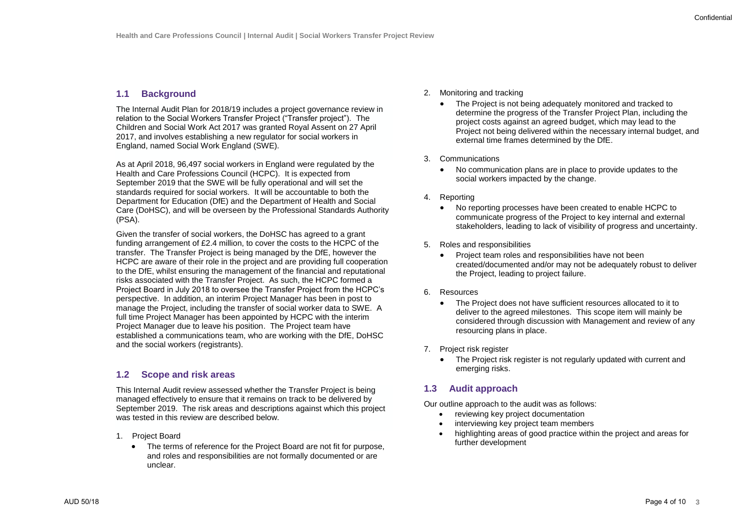## 1.1 Background

The Internal Audit Plan for 2018/19 includes a project governance review in relation to the Social Workers Transfer Project ("Transfer project"). The Children and Social Work Act 2017 was granted Royal Assent on 27 April 2017, and involves establishing a new regulator for social workers in England, named Social Work England (SWE).

As at April 2018, 96,497 social workers in England were regulated by the Health and Care Professions Council (HCPC). It is expected from September 2019 that the SWE will be fully operational and will set the standards required for social workers. It will be accountable to both the Department for Education (DfE) and the Department of Health and Social Care (DoHSC), and will be overseen by the Professional Standards Authority (PSA).

Given the transfer of social workers, the DoHSC has agreed to a grant funding arrangement of £2.4 million, to cover the costs to the HCPC of the transfer. The Transfer Project is being managed by the DfE, however the HCPC are aware of their role in the project and are providing full cooperation to the DfE, whilst ensuring the management of the financial and reputational risks associated with the Transfer Project. As such, the HCPC formed a Project Board in July 2018 to oversee the Transfer Project from the HCPC's perspective. In addition, an interim Project Manager has been in post to manage the Project, including the transfer of social worker data to SWE. A full time Project Manager has been appointed by HCPC with the interim Project Manager due to leave his position. The Project team have established a communications team, who are working with the DfE, DoHSC and the social workers (registrants).

## 1.2 Scope and risk areas

This Internal Audit review assessed whether the Transfer Project is being managed effectively to ensure that it remains on track to be delivered by September 2019. The risk areas and descriptions against which this project was tested in this review are described below.

1. Project Board
   - The terms of reference for the Project Board are not fit for purpose, and roles and responsibilities are not formally documented or are unclear.
2. Monitoring and tracking
   - The Project is not being adequately monitored and tracked to determine the progress of the Transfer Project Plan, including the project costs against an agreed budget, which may lead to the Project not being delivered within the necessary internal budget, and external time frames determined by the DfE.
3. Communications
   - No communication plans are in place to provide updates to the social workers impacted by the change.
4. Reporting
   - No reporting processes have been created to enable HCPC to communicate progress of the Project to key internal and external stakeholders, leading to lack of visibility of progress and uncertainty.
5. Roles and responsibilities
   - Project team roles and responsibilities have not been created/documented and/or may not be adequately robust to deliver the Project, leading to project failure.
6. Resources
   - The Project does not have sufficient resources allocated to it to deliver to the agreed milestones. This scope item will mainly be considered through discussion with Management and review of any resourcing plans in place.
7. Project risk register
   - The Project risk register is not regularly updated with current and emerging risks.

## 1.3 Audit approach

Our outline approach to the audit was as follows:

- reviewing key project documentation
- interviewing key project team members
- highlighting areas of good practice within the project and areas for further development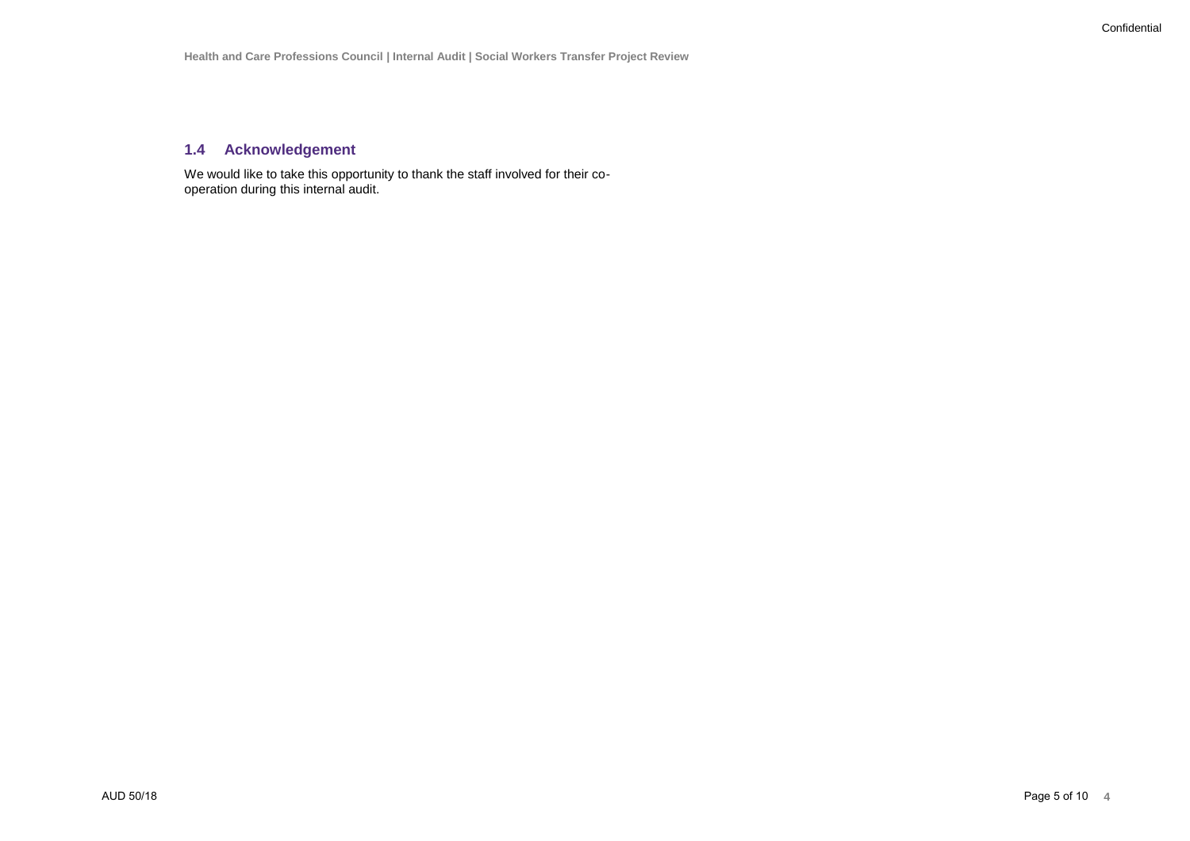## 1.4 Acknowledgement

We would like to take this opportunity to thank the staff involved for their co-operation during this internal audit.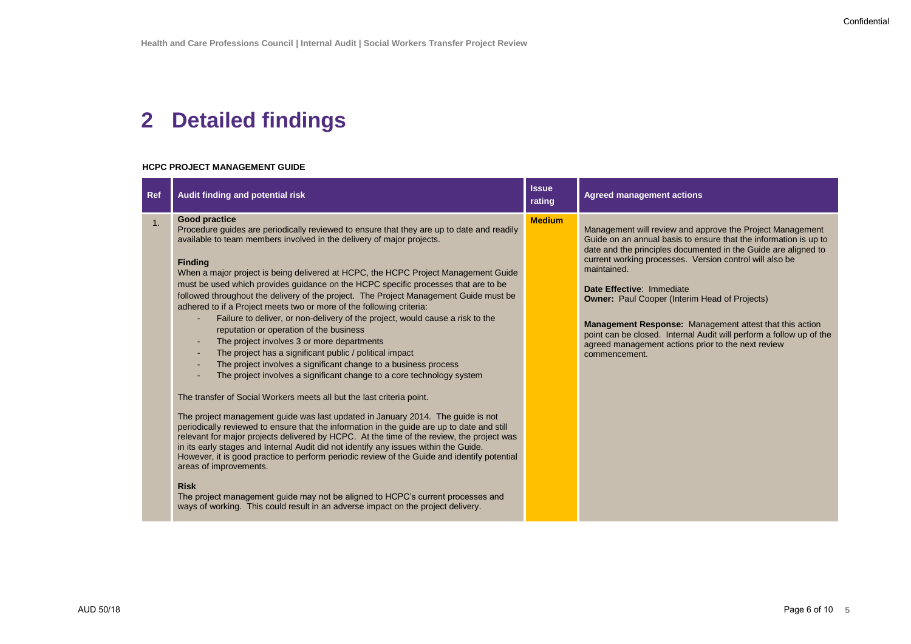# 2 Detailed findings

**HCPC PROJECT MANAGEMENT GUIDE**

| Ref | Audit finding and potential risk | Issue rating | Agreed management actions |
|---|---|---|---|
| 1. | **Good practice**<br>Procedure guides are periodically reviewed to ensure that they are up to date and readily available to team members involved in the delivery of major projects.<br><br>**Finding**<br>When a major project is being delivered at HCPC, the HCPC Project Management Guide must be used which provides guidance on the HCPC specific processes that are to be followed throughout the delivery of the project. The Project Management Guide must be adhered to if a Project meets two or more of the following criteria:<br>- Failure to deliver, or non-delivery of the project, would cause a risk to the reputation or operation of the business<br>- The project involves 3 or more departments<br>- The project has a significant public / political impact<br>- The project involves a significant change to a business process<br>- The project involves a significant change to a core technology system<br><br>The transfer of Social Workers meets all but the last criteria point.<br><br>The project management guide was last updated in January 2014. The guide is not periodically reviewed to ensure that the information in the guide are up to date and still relevant for major projects delivered by HCPC. At the time of the review, the project was in its early stages and Internal Audit did not identify any issues within the Guide. However, it is good practice to perform periodic review of the Guide and identify potential areas of improvements.<br><br>**Risk**<br>The project management guide may not be aligned to HCPC's current processes and ways of working. This could result in an adverse impact on the project delivery. | **Medium** | Management will review and approve the Project Management Guide on an annual basis to ensure that the information is up to date and the principles documented in the Guide are aligned to current working processes. Version control will also be maintained.<br><br>**Date Effective**: Immediate<br>**Owner:** Paul Cooper (Interim Head of Projects)<br><br>**Management Response:** Management attest that this action point can be closed. Internal Audit will perform a follow up of the agreed management actions prior to the next review commencement. |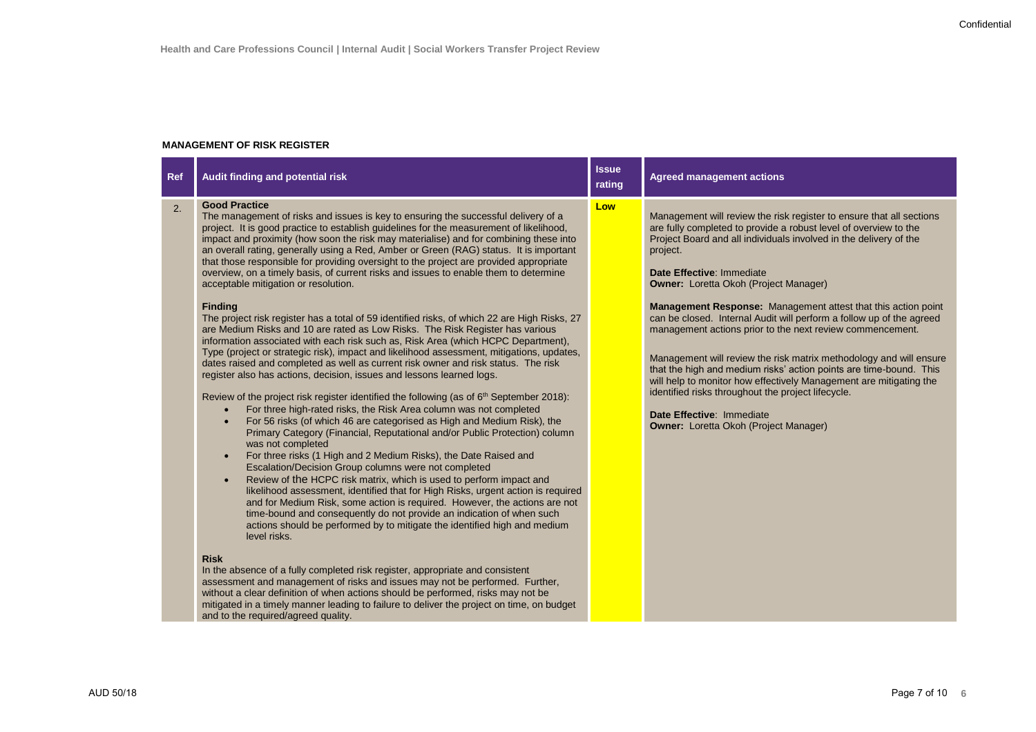**MANAGEMENT OF RISK REGISTER**

| Ref | Audit finding and potential risk | Issue rating | Agreed management actions |
|---|---|---|---|
| 2. | **Good Practice**<br>The management of risks and issues is key to ensuring the successful delivery of a project. It is good practice to establish guidelines for the measurement of likelihood, impact and proximity (how soon the risk may materialise) and for combining these into an overall rating, generally using a Red, Amber or Green (RAG) status. It is important that those responsible for providing oversight to the project are provided appropriate overview, on a timely basis, of current risks and issues to enable them to determine acceptable mitigation or resolution.<br><br>**Finding**<br>The project risk register has a total of 59 identified risks, of which 22 are High Risks, 27 are Medium Risks and 10 are rated as Low Risks. The Risk Register has various information associated with each risk such as, Risk Area (which HCPC Department), Type (project or strategic risk), impact and likelihood assessment, mitigations, updates, dates raised and completed as well as current risk owner and risk status. The risk register also has actions, decision, issues and lessons learned logs.<br><br>Review of the project risk register identified the following (as of 6th September 2018):<br>• For three high-rated risks, the Risk Area column was not completed<br>• For 56 risks (of which 46 are categorised as High and Medium Risk), the Primary Category (Financial, Reputational and/or Public Protection) column was not completed<br>• For three risks (1 High and 2 Medium Risks), the Date Raised and Escalation/Decision Group columns were not completed<br>• Review of the HCPC risk matrix, which is used to perform impact and likelihood assessment, identified that for High Risks, urgent action is required and for Medium Risk, some action is required. However, the actions are not time-bound and consequently do not provide an indication of when such actions should be performed by to mitigate the identified high and medium level risks.<br><br>**Risk**<br>In the absence of a fully completed risk register, appropriate and consistent assessment and management of risks and issues may not be performed. Further, without a clear definition of when actions should be performed, risks may not be mitigated in a timely manner leading to failure to deliver the project on time, on budget and to the required/agreed quality. | **Low** | Management will review the risk register to ensure that all sections are fully completed to provide a robust level of overview to the Project Board and all individuals involved in the delivery of the project.<br><br>**Date Effective**: Immediate<br>**Owner:** Loretta Okoh (Project Manager)<br><br>**Management Response:** Management attest that this action point can be closed. Internal Audit will perform a follow up of the agreed management actions prior to the next review commencement.<br><br>Management will review the risk matrix methodology and will ensure that the high and medium risks' action points are time-bound. This will help to monitor how effectively Management are mitigating the identified risks throughout the project lifecycle.<br><br>**Date Effective**: Immediate<br>**Owner:** Loretta Okoh (Project Manager) |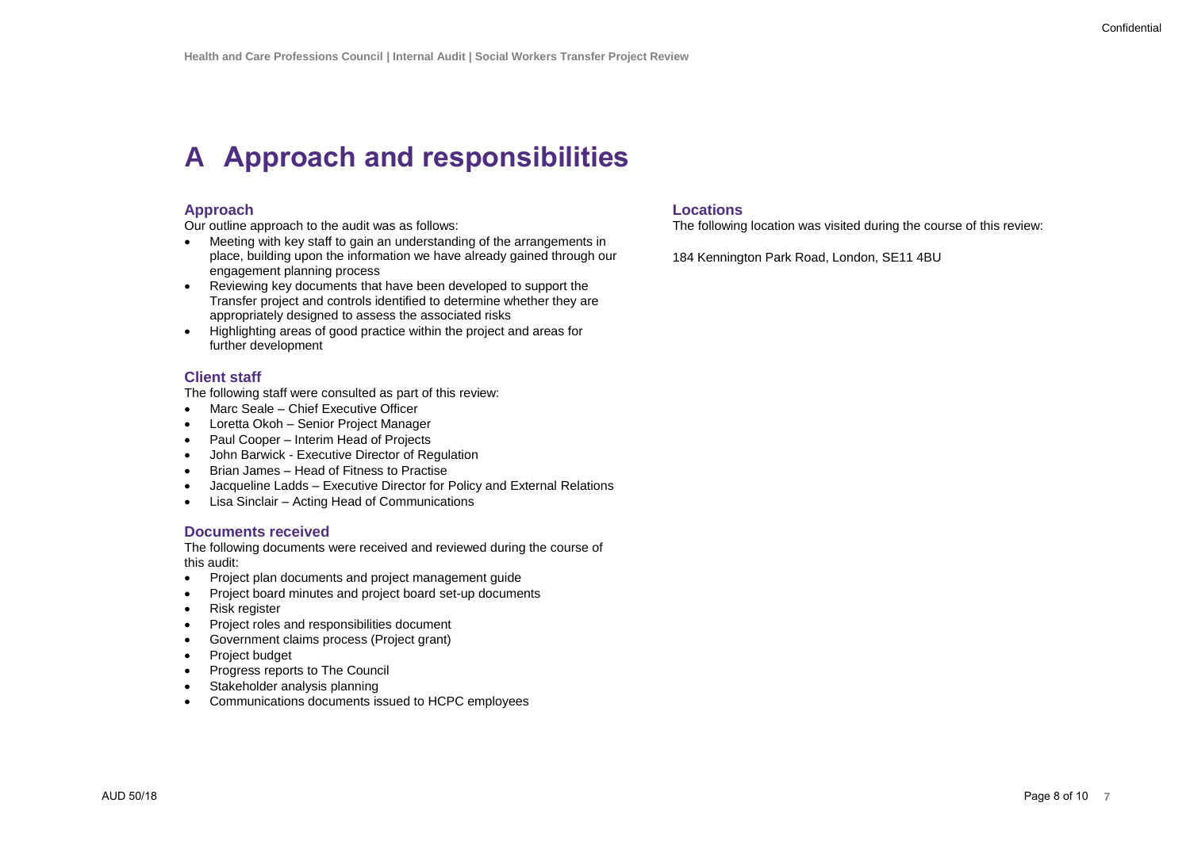# A Approach and responsibilities

## Approach

Our outline approach to the audit was as follows:

- Meeting with key staff to gain an understanding of the arrangements in place, building upon the information we have already gained through our engagement planning process
- Reviewing key documents that have been developed to support the Transfer project and controls identified to determine whether they are appropriately designed to assess the associated risks
- Highlighting areas of good practice within the project and areas for further development

## Client staff

The following staff were consulted as part of this review:

- Marc Seale – Chief Executive Officer
- Loretta Okoh – Senior Project Manager
- Paul Cooper – Interim Head of Projects
- John Barwick - Executive Director of Regulation
- Brian James – Head of Fitness to Practise
- Jacqueline Ladds – Executive Director for Policy and External Relations
- Lisa Sinclair – Acting Head of Communications

## Documents received

The following documents were received and reviewed during the course of this audit:

- Project plan documents and project management guide
- Project board minutes and project board set-up documents
- Risk register
- Project roles and responsibilities document
- Government claims process (Project grant)
- Project budget
- Progress reports to The Council
- Stakeholder analysis planning
- Communications documents issued to HCPC employees

## Locations

The following location was visited during the course of this review:

184 Kennington Park Road, London, SE11 4BU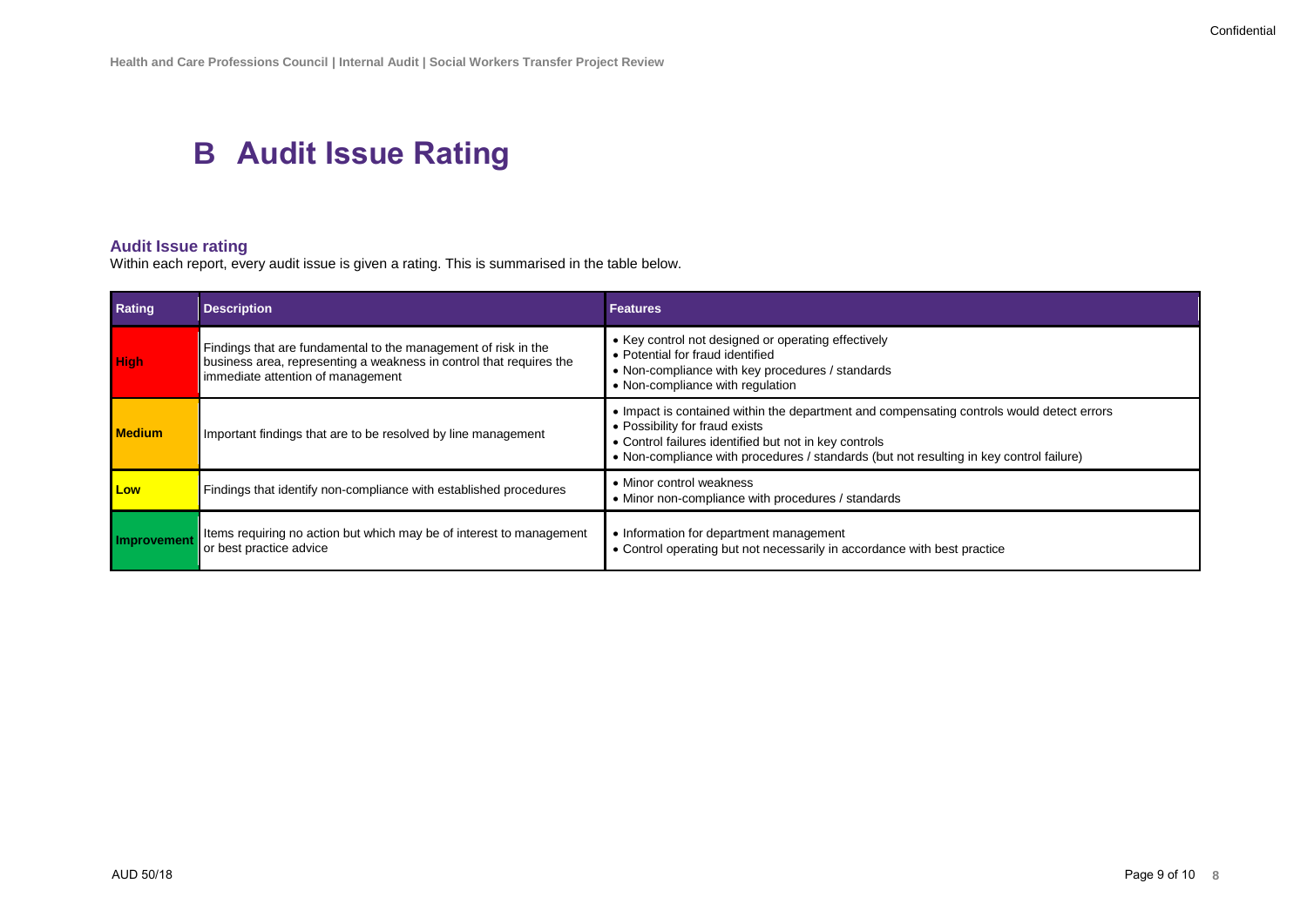# B Audit Issue Rating

### Audit Issue rating

Within each report, every audit issue is given a rating. This is summarised in the table below.

| Rating | Description | Features |
|---|---|---|
| High | Findings that are fundamental to the management of risk in the business area, representing a weakness in control that requires the immediate attention of management | • Key control not designed or operating effectively<br>• Potential for fraud identified<br>• Non-compliance with key procedures / standards<br>• Non-compliance with regulation |
| Medium | Important findings that are to be resolved by line management | • Impact is contained within the department and compensating controls would detect errors<br>• Possibility for fraud exists<br>• Control failures identified but not in key controls<br>• Non-compliance with procedures / standards (but not resulting in key control failure) |
| Low | Findings that identify non-compliance with established procedures | • Minor control weakness<br>• Minor non-compliance with procedures / standards |
| Improvement | Items requiring no action but which may be of interest to management or best practice advice | • Information for department management<br>• Control operating but not necessarily in accordance with best practice |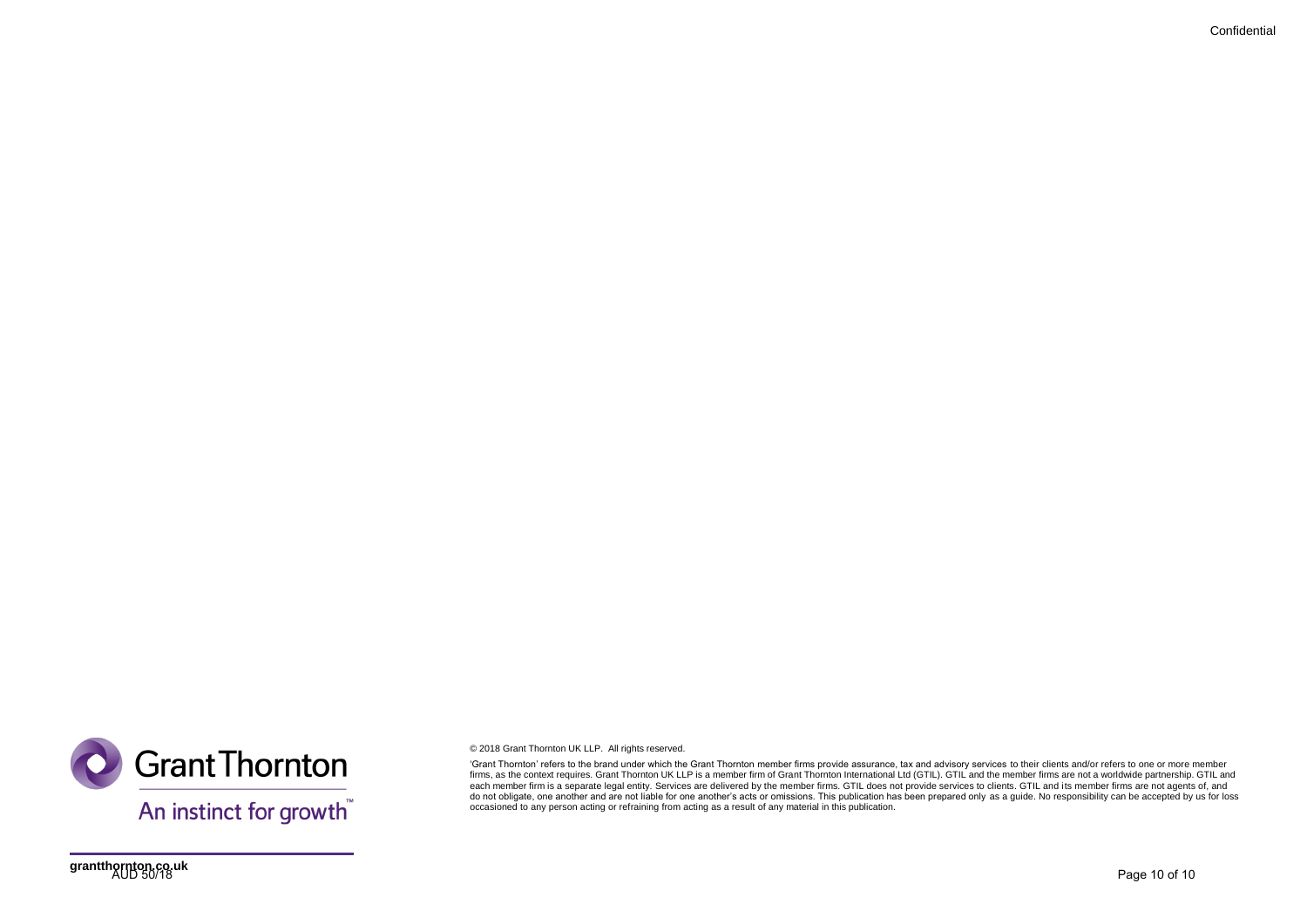Grant Thornton

An instinct for growth™

© 2018 Grant Thornton UK LLP. All rights reserved.

'Grant Thornton' refers to the brand under which the Grant Thornton member firms provide assurance, tax and advisory services to their clients and/or refers to one or more member firms, as the context requires. Grant Thornton UK LLP is a member firm of Grant Thornton International Ltd (GTIL). GTIL and the member firms are not a worldwide partnership. GTIL and each member firm is a separate legal entity. Services are delivered by the member firms. GTIL does not provide services to clients. GTIL and its member firms are not agents of, and do not obligate, one another and are not liable for one another's acts or omissions. This publication has been prepared only as a guide. No responsibility can be accepted by us for loss occasioned to any person acting or refraining from acting as a result of any material in this publication.

**grantthornton.co.uk**

AUD 50/18